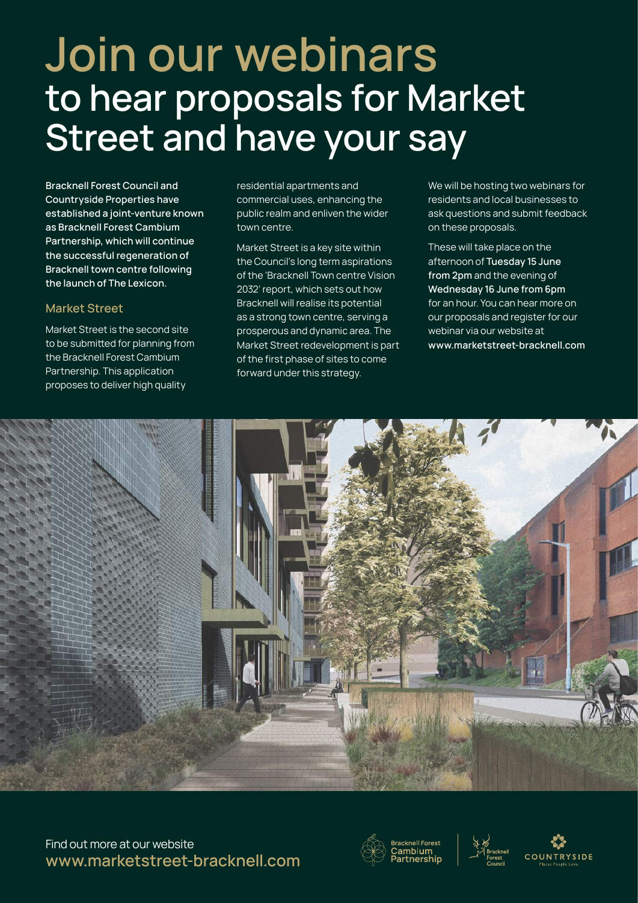# Join our webinars

## to hear proposals for Market Street and have your say

**Bracknell Forest Council and Countryside Properties have established a joint-venture known as Bracknell Forest Cambium Partnership, which will continue the successful regeneration of Bracknell town centre following the launch of The Lexicon.**

### Market Street

Market Street is the second site to be submitted for planning from the Bracknell Forest Cambium Partnership. This application proposes to deliver high quality residential apartments and commercial uses, enhancing the public realm and enliven the wider town centre.

Market Street is a key site within the Council's long term aspirations of the 'Bracknell Town centre Vision 2032' report, which sets out how Bracknell will realise its potential as a strong town centre, serving a prosperous and dynamic area. The Market Street redevelopment is part of the first phase of sites to come forward under this strategy.

We will be hosting two webinars for residents and local businesses to ask questions and submit feedback on these proposals.

These will take place on the afternoon of **Tuesday 15 June from 2pm** and the evening of **Wednesday 16 June from 6pm** for an hour. You can hear more on our proposals and register for our webinar via our website at **www.marketstreet-bracknell.com**

Find out more at our website
**www.marketstreet-bracknell.com**

Bracknell Forest Cambium Partnership | Bracknell Forest Council | COUNTRYSIDE Places People Love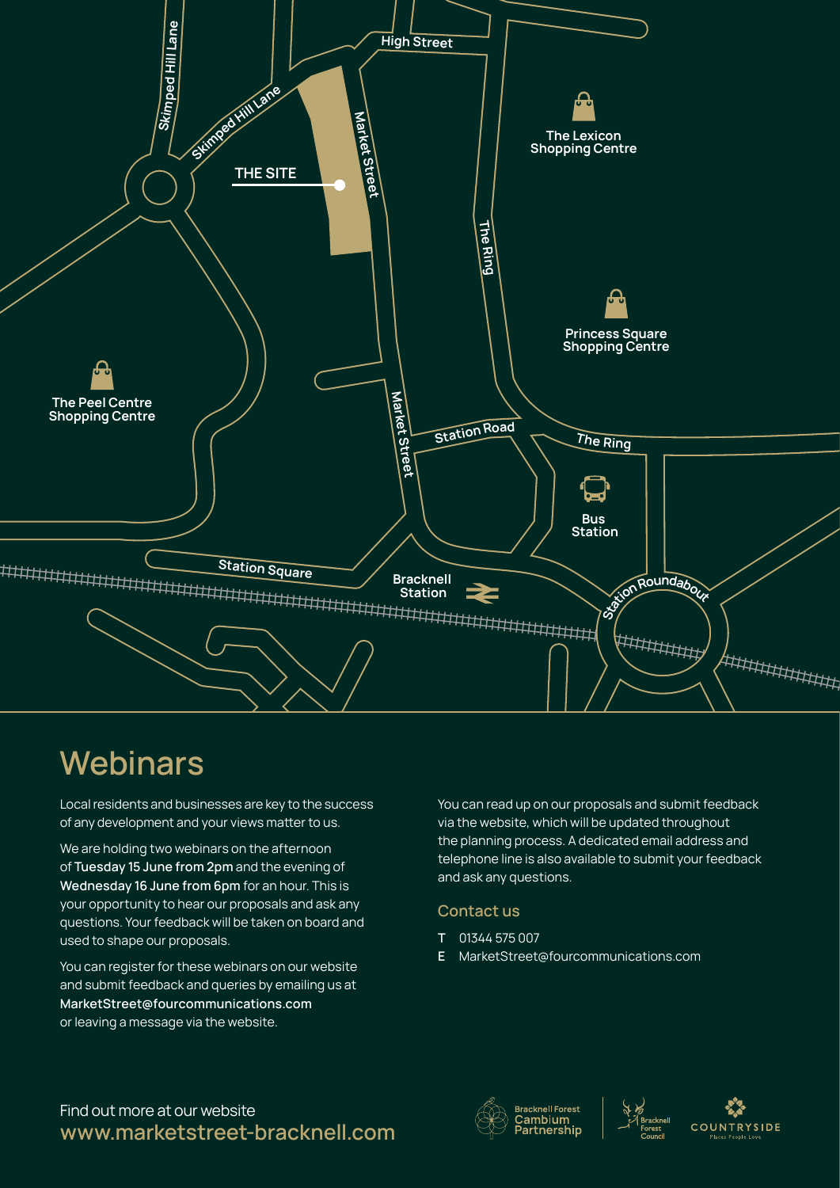Skimped Hill Lane

High Street

Skimped Hill Lane

THE SITE

Market Street

The Lexicon Shopping Centre

The Ring

Princess Square Shopping Centre

The Peel Centre Shopping Centre

Market Street

Station Road

The Ring

Bus Station

Station Square

Bracknell Station

Station Roundabout

# Webinars

Local residents and businesses are key to the success of any development and your views matter to us.

We are holding two webinars on the afternoon of **Tuesday 15 June from 2pm** and the evening of **Wednesday 16 June from 6pm** for an hour. This is your opportunity to hear our proposals and ask any questions. Your feedback will be taken on board and used to shape our proposals.

You can register for these webinars on our website and submit feedback and queries by emailing us at **MarketStreet@fourcommunications.com** or leaving a message via the website.

You can read up on our proposals and submit feedback via the website, which will be updated throughout the planning process. A dedicated email address and telephone line is also available to submit your feedback and ask any questions.

## Contact us

**T** 01344 575 007

**E** MarketStreet@fourcommunications.com

Find out more at our website
**www.marketstreet-bracknell.com**

Bracknell Forest Cambium Partnership

Bracknell Forest Council

COUNTRYSIDE Places People Love